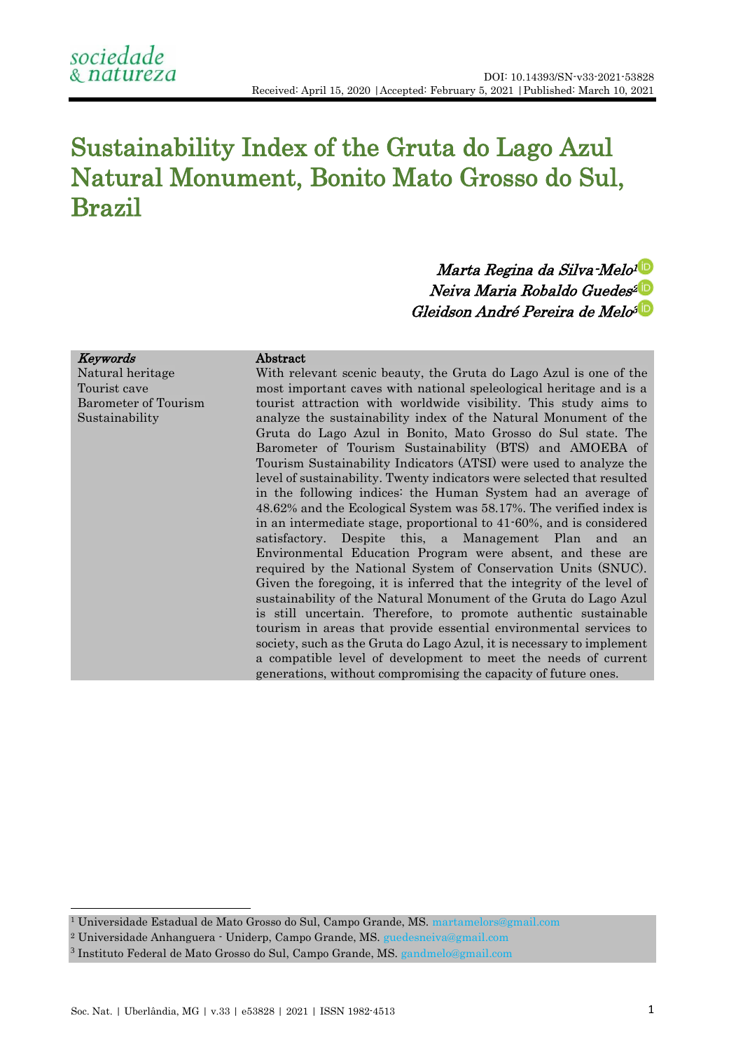DOI: 10.14393/SN-v33-2021-53828
Received: April 15, 2020 | Accepted: February 5, 2021 | Published: March 10, 2021

# Sustainability Index of the Gruta do Lago Azul Natural Monument, Bonito Mato Grosso do Sul, Brazil

*Marta Regina da Silva-Melo*[1]
*Neiva Maria Robaldo Guedes*[2]
*Gleidson André Pereira de Melo*[3]

***Keywords***
Natural heritage
Tourist cave
Barometer of Tourism
Sustainability

**Abstract**

With relevant scenic beauty, the Gruta do Lago Azul is one of the most important caves with national speleological heritage and is a tourist attraction with worldwide visibility. This study aims to analyze the sustainability index of the Natural Monument of the Gruta do Lago Azul in Bonito, Mato Grosso do Sul state. The Barometer of Tourism Sustainability (BTS) and AMOEBA of Tourism Sustainability Indicators (ATSI) were used to analyze the level of sustainability. Twenty indicators were selected that resulted in the following indices: the Human System had an average of 48.62% and the Ecological System was 58.17%. The verified index is in an intermediate stage, proportional to 41-60%, and is considered satisfactory. Despite this, a Management Plan and an Environmental Education Program were absent, and these are required by the National System of Conservation Units (SNUC). Given the foregoing, it is inferred that the integrity of the level of sustainability of the Natural Monument of the Gruta do Lago Azul is still uncertain. Therefore, to promote authentic sustainable tourism in areas that provide essential environmental services to society, such as the Gruta do Lago Azul, it is necessary to implement a compatible level of development to meet the needs of current generations, without compromising the capacity of future ones.

---

[1] Universidade Estadual de Mato Grosso do Sul, Campo Grande, MS. martamelors@gmail.com

[2] Universidade Anhanguera - Uniderp, Campo Grande, MS. guedesneiva@gmail.com

[3] Instituto Federal de Mato Grosso do Sul, Campo Grande, MS. gandmelo@gmail.com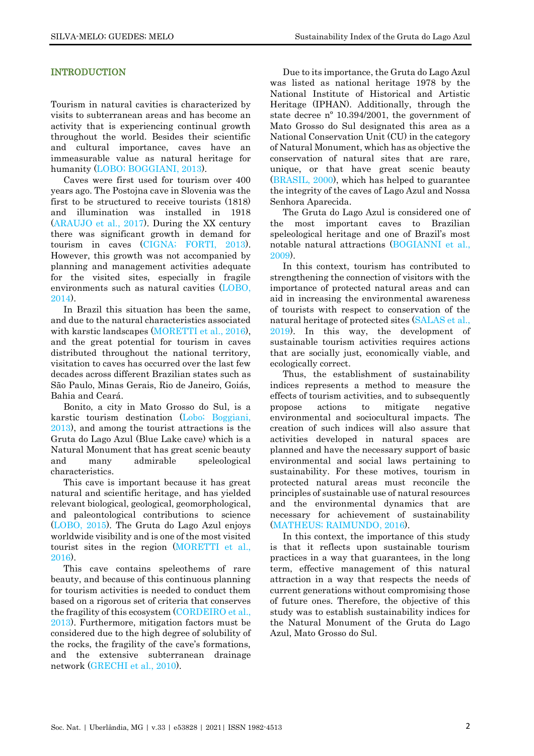## INTRODUCTION

Tourism in natural cavities is characterized by visits to subterranean areas and has become an activity that is experiencing continual growth throughout the world. Besides their scientific and cultural importance, caves have an immeasurable value as natural heritage for humanity (LOBO; BOGGIANI, 2013).

Caves were first used for tourism over 400 years ago. The Postojna cave in Slovenia was the first to be structured to receive tourists (1818) and illumination was installed in 1918 (ARAUJO et al., 2017). During the XX century there was significant growth in demand for tourism in caves (CIGNA; FORTI, 2013). However, this growth was not accompanied by planning and management activities adequate for the visited sites, especially in fragile environments such as natural cavities (LOBO, 2014).

In Brazil this situation has been the same, and due to the natural characteristics associated with karstic landscapes (MORETTI et al., 2016), and the great potential for tourism in caves distributed throughout the national territory, visitation to caves has occurred over the last few decades across different Brazilian states such as São Paulo, Minas Gerais, Rio de Janeiro, Goiás, Bahia and Ceará.

Bonito, a city in Mato Grosso do Sul, is a karstic tourism destination (Lobo; Boggiani, 2013), and among the tourist attractions is the Gruta do Lago Azul (Blue Lake cave) which is a Natural Monument that has great scenic beauty and many admirable speleological characteristics.

This cave is important because it has great natural and scientific heritage, and has yielded relevant biological, geological, geomorphological, and paleontological contributions to science (LOBO, 2015). The Gruta do Lago Azul enjoys worldwide visibility and is one of the most visited tourist sites in the region (MORETTI et al., 2016).

This cave contains speleothems of rare beauty, and because of this continuous planning for tourism activities is needed to conduct them based on a rigorous set of criteria that conserves the fragility of this ecosystem (CORDEIRO et al., 2013). Furthermore, mitigation factors must be considered due to the high degree of solubility of the rocks, the fragility of the cave's formations, and the extensive subterranean drainage network (GRECHI et al., 2010).

Due to its importance, the Gruta do Lago Azul was listed as national heritage 1978 by the National Institute of Historical and Artistic Heritage (IPHAN). Additionally, through the state decree nº 10.394/2001, the government of Mato Grosso do Sul designated this area as a National Conservation Unit (CU) in the category of Natural Monument, which has as objective the conservation of natural sites that are rare, unique, or that have great scenic beauty (BRASIL, 2000), which has helped to guarantee the integrity of the caves of Lago Azul and Nossa Senhora Aparecida.

The Gruta do Lago Azul is considered one of the most important caves to Brazilian speleological heritage and one of Brazil's most notable natural attractions (BOGIANNI et al., 2009).

In this context, tourism has contributed to strengthening the connection of visitors with the importance of protected natural areas and can aid in increasing the environmental awareness of tourists with respect to conservation of the natural heritage of protected sites (SALAS et al., 2019). In this way, the development of sustainable tourism activities requires actions that are socially just, economically viable, and ecologically correct.

Thus, the establishment of sustainability indices represents a method to measure the effects of tourism activities, and to subsequently propose actions to mitigate negative environmental and sociocultural impacts. The creation of such indices will also assure that activities developed in natural spaces are planned and have the necessary support of basic environmental and social laws pertaining to sustainability. For these motives, tourism in protected natural areas must reconcile the principles of sustainable use of natural resources and the environmental dynamics that are necessary for achievement of sustainability (MATHEUS; RAIMUNDO, 2016).

In this context, the importance of this study is that it reflects upon sustainable tourism practices in a way that guarantees, in the long term, effective management of this natural attraction in a way that respects the needs of current generations without compromising those of future ones. Therefore, the objective of this study was to establish sustainability indices for the Natural Monument of the Gruta do Lago Azul, Mato Grosso do Sul.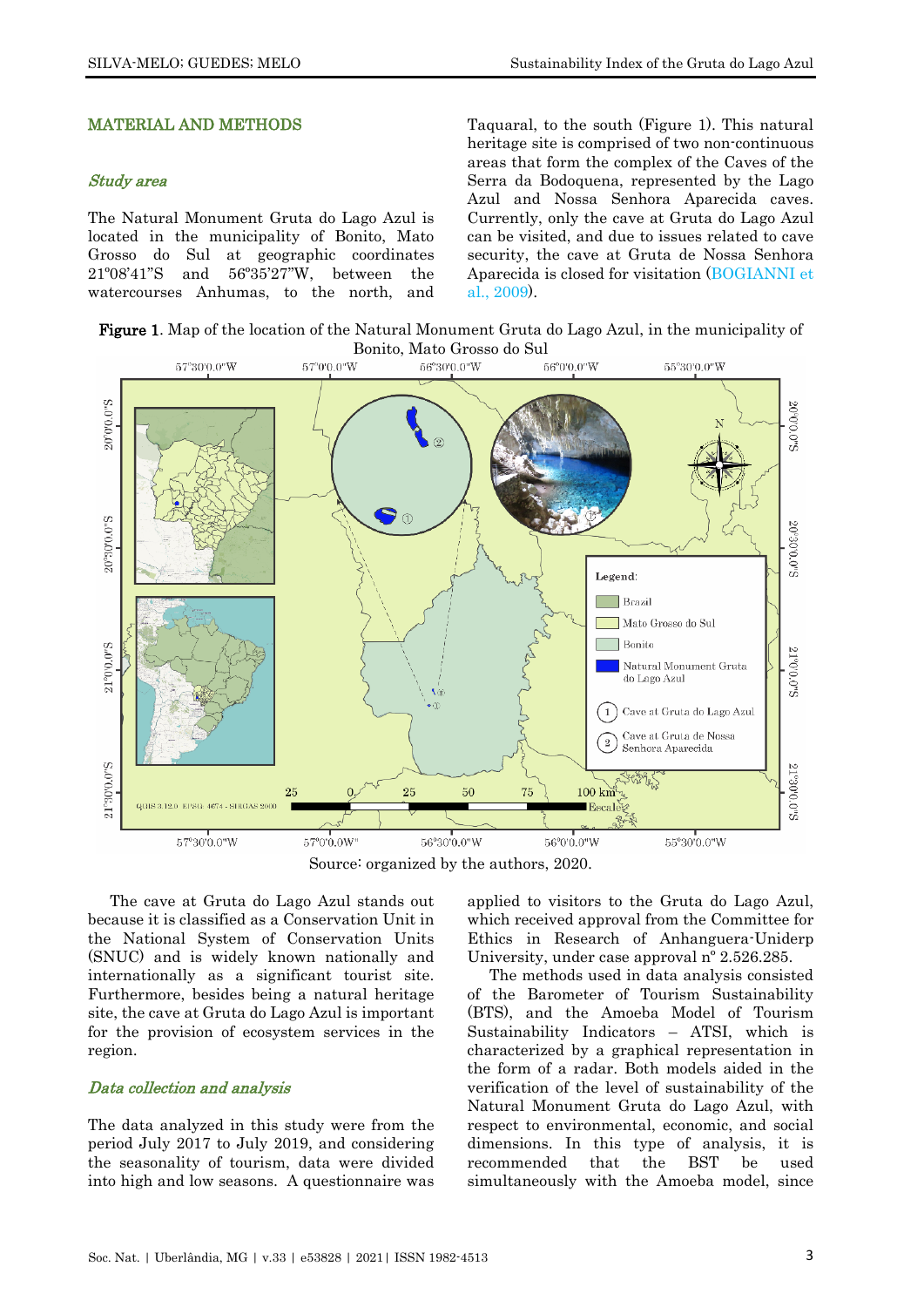## MATERIAL AND METHODS

### *Study area*

The Natural Monument Gruta do Lago Azul is located in the municipality of Bonito, Mato Grosso do Sul at geographic coordinates 21º08'41"S and 56º35'27"W, between the watercourses Anhumas, to the north, and Taquaral, to the south (Figure 1). This natural heritage site is comprised of two non-continuous areas that form the complex of the Caves of the Serra da Bodoquena, represented by the Lago Azul and Nossa Senhora Aparecida caves. Currently, only the cave at Gruta do Lago Azul can be visited, and due to issues related to cave security, the cave at Gruta de Nossa Senhora Aparecida is closed for visitation (BOGIANNI et al., 2009).

**Figure 1**. Map of the location of the Natural Monument Gruta do Lago Azul, in the municipality of Bonito, Mato Grosso do Sul

Source: organized by the authors, 2020.

The cave at Gruta do Lago Azul stands out because it is classified as a Conservation Unit in the National System of Conservation Units (SNUC) and is widely known nationally and internationally as a significant tourist site. Furthermore, besides being a natural heritage site, the cave at Gruta do Lago Azul is important for the provision of ecosystem services in the region.

### *Data collection and analysis*

The data analyzed in this study were from the period July 2017 to July 2019, and considering the seasonality of tourism, data were divided into high and low seasons. A questionnaire was applied to visitors to the Gruta do Lago Azul, which received approval from the Committee for Ethics in Research of Anhanguera-Uniderp University, under case approval nº 2.526.285.

The methods used in data analysis consisted of the Barometer of Tourism Sustainability (BTS), and the Amoeba Model of Tourism Sustainability Indicators – ATSI, which is characterized by a graphical representation in the form of a radar. Both models aided in the verification of the level of sustainability of the Natural Monument Gruta do Lago Azul, with respect to environmental, economic, and social dimensions. In this type of analysis, it is recommended that the BST be used simultaneously with the Amoeba model, since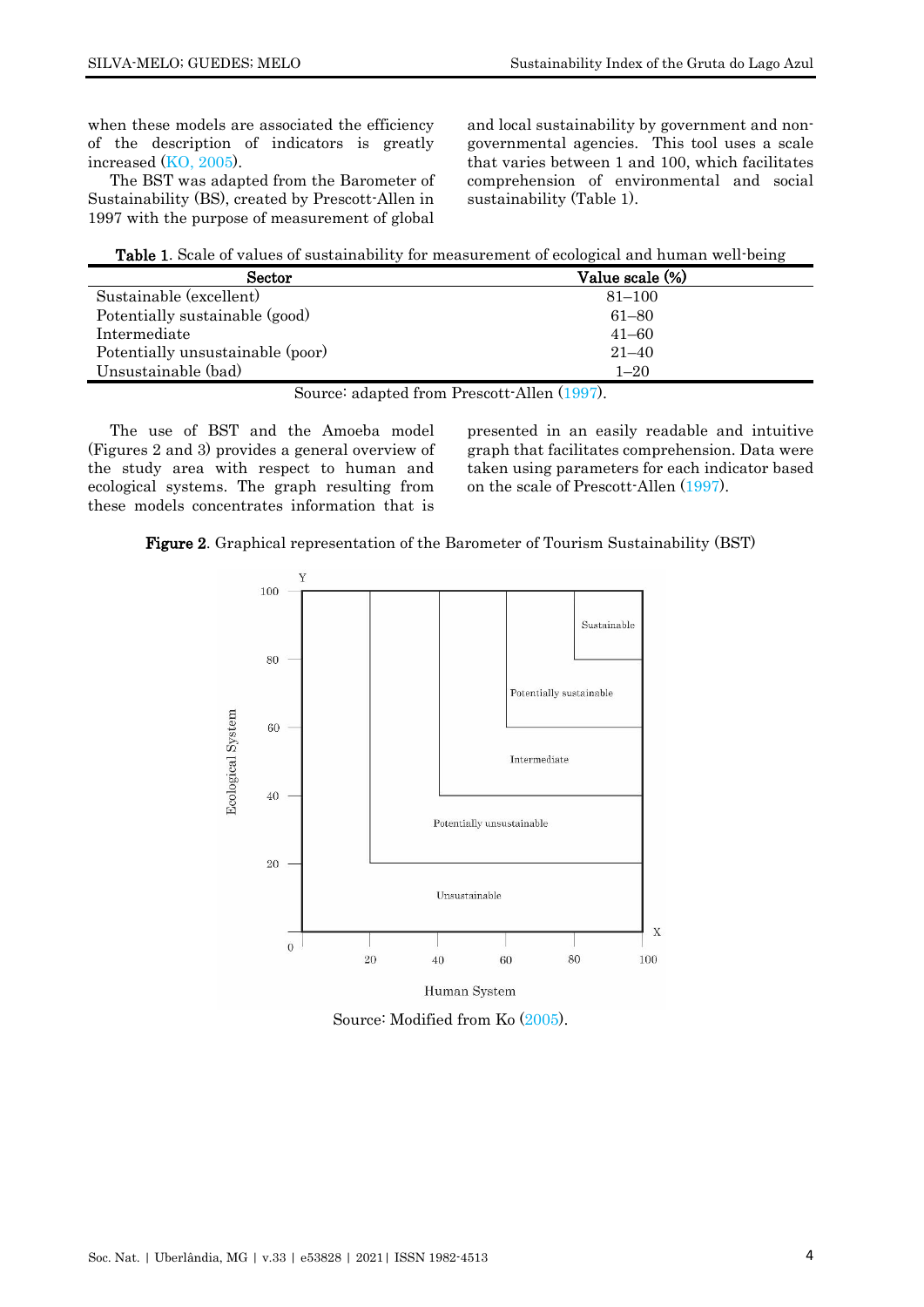when these models are associated the efficiency of the description of indicators is greatly increased (KO, 2005).

The BST was adapted from the Barometer of Sustainability (BS), created by Prescott-Allen in 1997 with the purpose of measurement of global and local sustainability by government and non-governmental agencies. This tool uses a scale that varies between 1 and 100, which facilitates comprehension of environmental and social sustainability (Table 1).

**Table 1**. Scale of values of sustainability for measurement of ecological and human well-being

| Sector | Value scale (%) |
|---|---|
| Sustainable (excellent) | 81–100 |
| Potentially sustainable (good) | 61–80 |
| Intermediate | 41–60 |
| Potentially unsustainable (poor) | 21–40 |
| Unsustainable (bad) | 1–20 |

Source: adapted from Prescott-Allen (1997).

The use of BST and the Amoeba model (Figures 2 and 3) provides a general overview of the study area with respect to human and ecological systems. The graph resulting from these models concentrates information that is presented in an easily readable and intuitive graph that facilitates comprehension. Data were taken using parameters for each indicator based on the scale of Prescott-Allen (1997).

**Figure 2**. Graphical representation of the Barometer of Tourism Sustainability (BST)

Source: Modified from Ko (2005).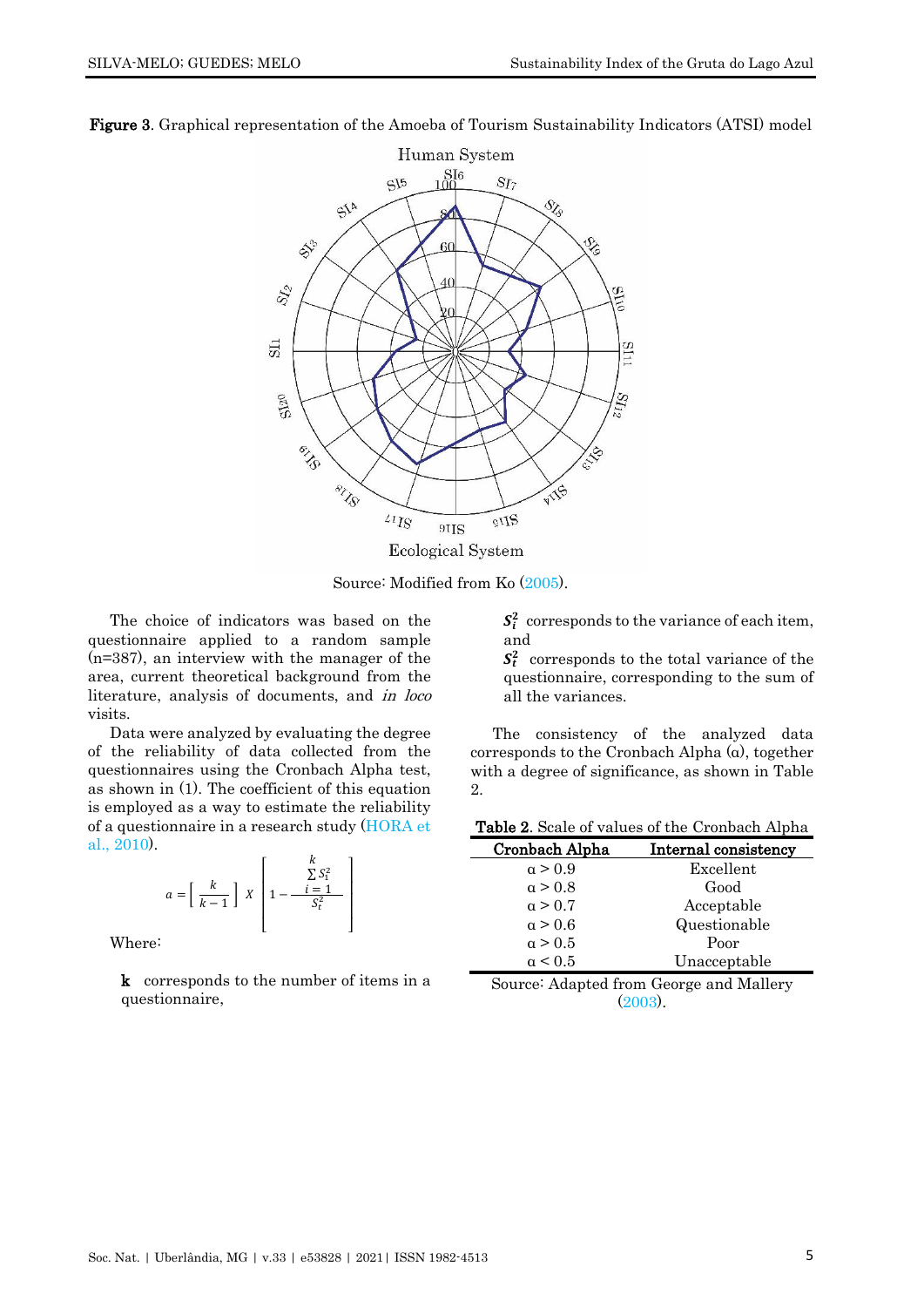**Figure 3**. Graphical representation of the Amoeba of Tourism Sustainability Indicators (ATSI) model

Source: Modified from Ko (2005).

The choice of indicators was based on the questionnaire applied to a random sample (n=387), an interview with the manager of the area, current theoretical background from the literature, analysis of documents, and *in loco* visits.

Data were analyzed by evaluating the degree of the reliability of data collected from the questionnaires using the Cronbach Alpha test, as shown in (1). The coefficient of this equation is employed as a way to estimate the reliability of a questionnaire in a research study (HORA et al., 2010).

$$\alpha = \left[\frac{k}{k-1}\right] X \left[1 - \frac{\sum_{i=1}^{k} S_i^2}{S_t^2}\right]$$

Where:

**k** corresponds to the number of items in a questionnaire,

$S_i^2$ corresponds to the variance of each item, and

$S_t^2$ corresponds to the total variance of the questionnaire, corresponding to the sum of all the variances.

The consistency of the analyzed data corresponds to the Cronbach Alpha (α), together with a degree of significance, as shown in Table 2.

**Table 2**. Scale of values of the Cronbach Alpha

| Cronbach Alpha | Internal consistency |
|---|---|
| $\alpha > 0.9$ | Excellent |
| $\alpha > 0.8$ | Good |
| $\alpha > 0.7$ | Acceptable |
| $\alpha > 0.6$ | Questionable |
| $\alpha > 0.5$ | Poor |
| $\alpha < 0.5$ | Unacceptable |

Source: Adapted from George and Mallery (2003).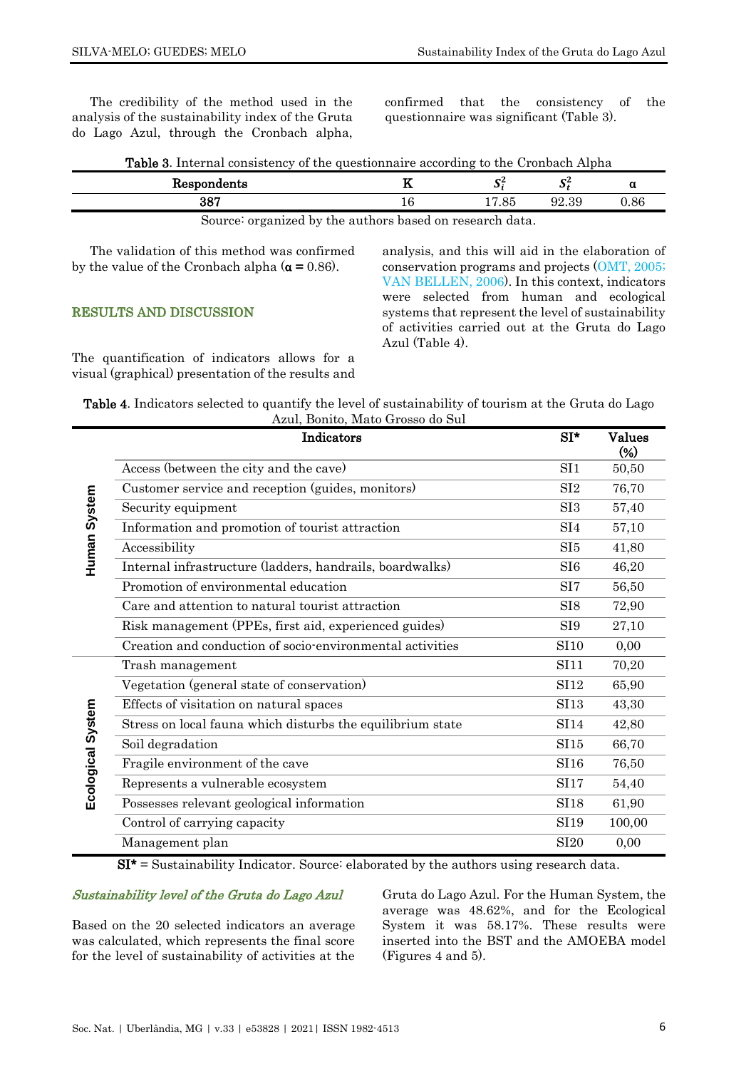The credibility of the method used in the analysis of the sustainability index of the Gruta do Lago Azul, through the Cronbach alpha, confirmed that the consistency of the questionnaire was significant (Table 3).

**Table 3**. Internal consistency of the questionnaire according to the Cronbach Alpha

| Respondents | K | $S_i^2$ | $S_t^2$ | α |
|---|---|---|---|---|
| 387 | 16 | 17.85 | 92.39 | 0.86 |

Source: organized by the authors based on research data.

The validation of this method was confirmed by the value of the Cronbach alpha (**α** = 0.86).

## RESULTS AND DISCUSSION

The quantification of indicators allows for a visual (graphical) presentation of the results and analysis, and this will aid in the elaboration of conservation programs and projects (OMT, 2005; VAN BELLEN, 2006). In this context, indicators were selected from human and ecological systems that represent the level of sustainability of activities carried out at the Gruta do Lago Azul (Table 4).

**Table 4**. Indicators selected to quantify the level of sustainability of tourism at the Gruta do Lago Azul, Bonito, Mato Grosso do Sul

| | Indicators | SI* | Values (%) |
|---|---|---|---|
| Human System | Access (between the city and the cave) | SI1 | 50,50 |
| | Customer service and reception (guides, monitors) | SI2 | 76,70 |
| | Security equipment | SI3 | 57,40 |
| | Information and promotion of tourist attraction | SI4 | 57,10 |
| | Accessibility | SI5 | 41,80 |
| | Internal infrastructure (ladders, handrails, boardwalks) | SI6 | 46,20 |
| | Promotion of environmental education | SI7 | 56,50 |
| | Care and attention to natural tourist attraction | SI8 | 72,90 |
| | Risk management (PPEs, first aid, experienced guides) | SI9 | 27,10 |
| | Creation and conduction of socio-environmental activities | SI10 | 0,00 |
| Ecological System | Trash management | SI11 | 70,20 |
| | Vegetation (general state of conservation) | SI12 | 65,90 |
| | Effects of visitation on natural spaces | SI13 | 43,30 |
| | Stress on local fauna which disturbs the equilibrium state | SI14 | 42,80 |
| | Soil degradation | SI15 | 66,70 |
| | Fragile environment of the cave | SI16 | 76,50 |
| | Represents a vulnerable ecosystem | SI17 | 54,40 |
| | Possesses relevant geological information | SI18 | 61,90 |
| | Control of carrying capacity | SI19 | 100,00 |
| | Management plan | SI20 | 0,00 |

**SI*** = Sustainability Indicator. Source: elaborated by the authors using research data.

### *Sustainability level of the Gruta do Lago Azul*

Based on the 20 selected indicators an average was calculated, which represents the final score for the level of sustainability of activities at the Gruta do Lago Azul. For the Human System, the average was 48.62%, and for the Ecological System it was 58.17%. These results were inserted into the BST and the AMOEBA model (Figures 4 and 5).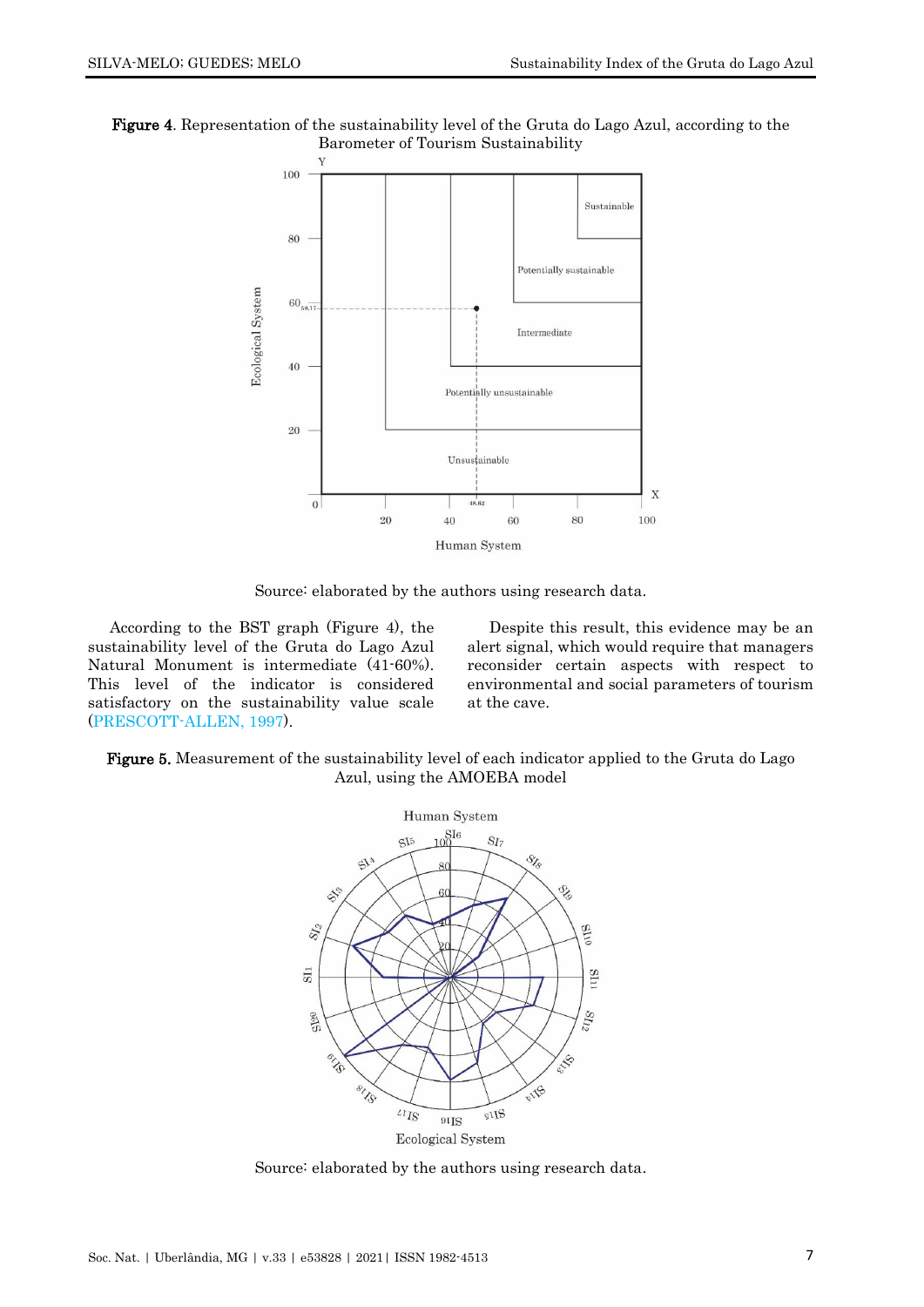**Figure 4**. Representation of the sustainability level of the Gruta do Lago Azul, according to the Barometer of Tourism Sustainability

Source: elaborated by the authors using research data.

According to the BST graph (Figure 4), the sustainability level of the Gruta do Lago Azul Natural Monument is intermediate (41-60%). This level of the indicator is considered satisfactory on the sustainability value scale (PRESCOTT-ALLEN, 1997).

Despite this result, this evidence may be an alert signal, which would require that managers reconsider certain aspects with respect to environmental and social parameters of tourism at the cave.

**Figure 5.** Measurement of the sustainability level of each indicator applied to the Gruta do Lago Azul, using the AMOEBA model

Source: elaborated by the authors using research data.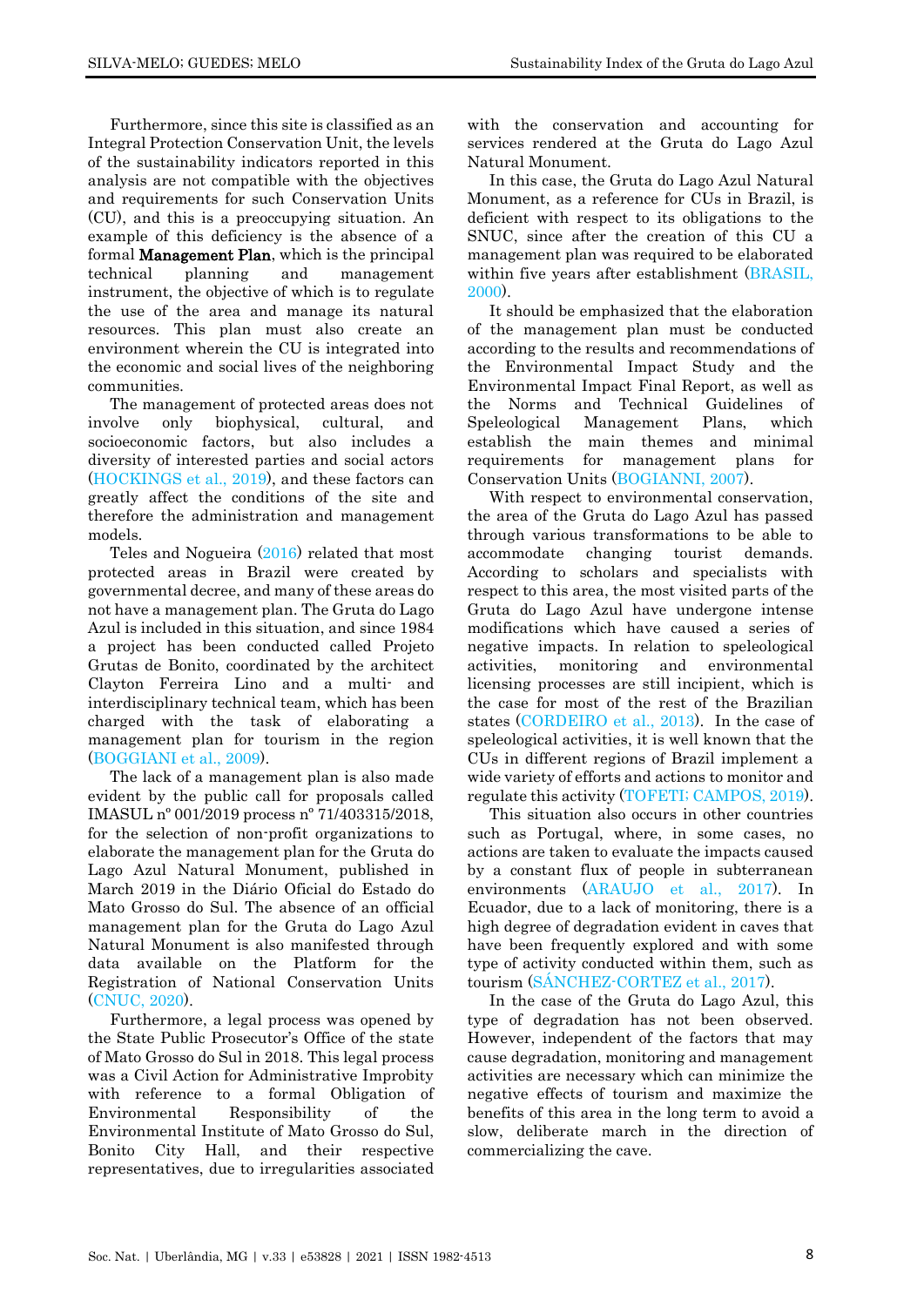Furthermore, since this site is classified as an Integral Protection Conservation Unit, the levels of the sustainability indicators reported in this analysis are not compatible with the objectives and requirements for such Conservation Units (CU), and this is a preoccupying situation. An example of this deficiency is the absence of a formal **Management Plan**, which is the principal technical planning and management instrument, the objective of which is to regulate the use of the area and manage its natural resources. This plan must also create an environment wherein the CU is integrated into the economic and social lives of the neighboring communities.

The management of protected areas does not involve only biophysical, cultural, and socioeconomic factors, but also includes a diversity of interested parties and social actors (HOCKINGS et al., 2019), and these factors can greatly affect the conditions of the site and therefore the administration and management models.

Teles and Nogueira (2016) related that most protected areas in Brazil were created by governmental decree, and many of these areas do not have a management plan. The Gruta do Lago Azul is included in this situation, and since 1984 a project has been conducted called Projeto Grutas de Bonito, coordinated by the architect Clayton Ferreira Lino and a multi- and interdisciplinary technical team, which has been charged with the task of elaborating a management plan for tourism in the region (BOGGIANI et al., 2009).

The lack of a management plan is also made evident by the public call for proposals called IMASUL nº 001/2019 process nº 71/403315/2018, for the selection of non-profit organizations to elaborate the management plan for the Gruta do Lago Azul Natural Monument, published in March 2019 in the Diário Oficial do Estado do Mato Grosso do Sul. The absence of an official management plan for the Gruta do Lago Azul Natural Monument is also manifested through data available on the Platform for the Registration of National Conservation Units (CNUC, 2020).

Furthermore, a legal process was opened by the State Public Prosecutor's Office of the state of Mato Grosso do Sul in 2018. This legal process was a Civil Action for Administrative Improbity with reference to a formal Obligation of Environmental Responsibility of the Environmental Institute of Mato Grosso do Sul, Bonito City Hall, and their respective representatives, due to irregularities associated with the conservation and accounting for services rendered at the Gruta do Lago Azul Natural Monument.

In this case, the Gruta do Lago Azul Natural Monument, as a reference for CUs in Brazil, is deficient with respect to its obligations to the SNUC, since after the creation of this CU a management plan was required to be elaborated within five years after establishment (BRASIL, 2000).

It should be emphasized that the elaboration of the management plan must be conducted according to the results and recommendations of the Environmental Impact Study and the Environmental Impact Final Report, as well as the Norms and Technical Guidelines of Speleological Management Plans, which establish the main themes and minimal requirements for management plans for Conservation Units (BOGIANNI, 2007).

With respect to environmental conservation, the area of the Gruta do Lago Azul has passed through various transformations to be able to accommodate changing tourist demands. According to scholars and specialists with respect to this area, the most visited parts of the Gruta do Lago Azul have undergone intense modifications which have caused a series of negative impacts. In relation to speleological activities, monitoring and environmental licensing processes are still incipient, which is the case for most of the rest of the Brazilian states (CORDEIRO et al., 2013). In the case of speleological activities, it is well known that the CUs in different regions of Brazil implement a wide variety of efforts and actions to monitor and regulate this activity (TOFETI; CAMPOS, 2019).

This situation also occurs in other countries such as Portugal, where, in some cases, no actions are taken to evaluate the impacts caused by a constant flux of people in subterranean environments (ARAUJO et al., 2017). In Ecuador, due to a lack of monitoring, there is a high degree of degradation evident in caves that have been frequently explored and with some type of activity conducted within them, such as tourism (SÁNCHEZ-CORTEZ et al., 2017).

In the case of the Gruta do Lago Azul, this type of degradation has not been observed. However, independent of the factors that may cause degradation, monitoring and management activities are necessary which can minimize the negative effects of tourism and maximize the benefits of this area in the long term to avoid a slow, deliberate march in the direction of commercializing the cave.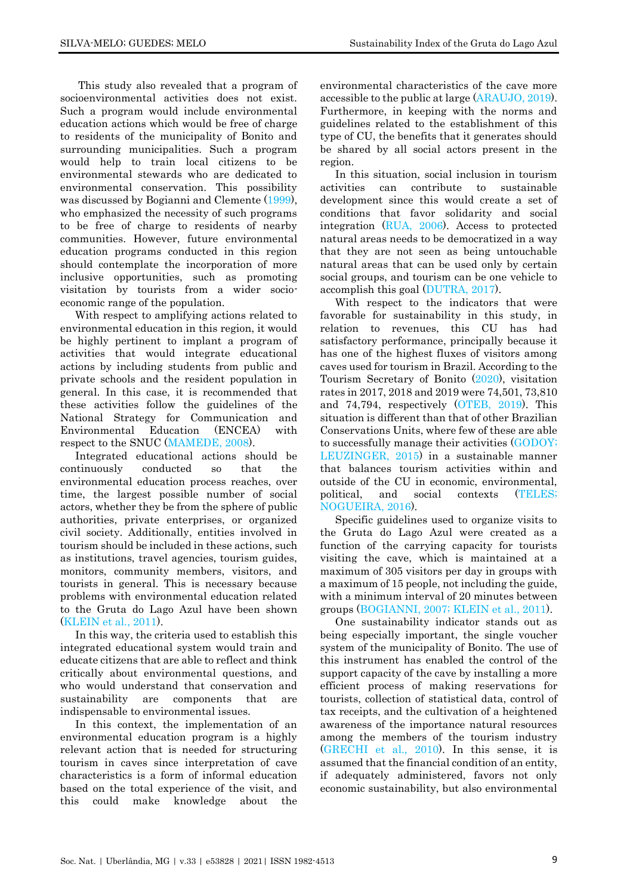This study also revealed that a program of socioenvironmental activities does not exist. Such a program would include environmental education actions which would be free of charge to residents of the municipality of Bonito and surrounding municipalities. Such a program would help to train local citizens to be environmental stewards who are dedicated to environmental conservation. This possibility was discussed by Bogianni and Clemente (1999), who emphasized the necessity of such programs to be free of charge to residents of nearby communities. However, future environmental education programs conducted in this region should contemplate the incorporation of more inclusive opportunities, such as promoting visitation by tourists from a wider socio-economic range of the population.

With respect to amplifying actions related to environmental education in this region, it would be highly pertinent to implant a program of activities that would integrate educational actions by including students from public and private schools and the resident population in general. In this case, it is recommended that these activities follow the guidelines of the National Strategy for Communication and Environmental Education (ENCEA) with respect to the SNUC (MAMEDE, 2008).

Integrated educational actions should be continuously conducted so that the environmental education process reaches, over time, the largest possible number of social actors, whether they be from the sphere of public authorities, private enterprises, or organized civil society. Additionally, entities involved in tourism should be included in these actions, such as institutions, travel agencies, tourism guides, monitors, community members, visitors, and tourists in general. This is necessary because problems with environmental education related to the Gruta do Lago Azul have been shown (KLEIN et al., 2011).

In this way, the criteria used to establish this integrated educational system would train and educate citizens that are able to reflect and think critically about environmental questions, and who would understand that conservation and sustainability are components that are indispensable to environmental issues.

In this context, the implementation of an environmental education program is a highly relevant action that is needed for structuring tourism in caves since interpretation of cave characteristics is a form of informal education based on the total experience of the visit, and this could make knowledge about the environmental characteristics of the cave more accessible to the public at large (ARAUJO, 2019). Furthermore, in keeping with the norms and guidelines related to the establishment of this type of CU, the benefits that it generates should be shared by all social actors present in the region.

In this situation, social inclusion in tourism activities can contribute to sustainable development since this would create a set of conditions that favor solidarity and social integration (RUA, 2006). Access to protected natural areas needs to be democratized in a way that they are not seen as being untouchable natural areas that can be used only by certain social groups, and tourism can be one vehicle to accomplish this goal (DUTRA, 2017).

With respect to the indicators that were favorable for sustainability in this study, in relation to revenues, this CU has had satisfactory performance, principally because it has one of the highest fluxes of visitors among caves used for tourism in Brazil. According to the Tourism Secretary of Bonito (2020), visitation rates in 2017, 2018 and 2019 were 74,501, 73,810 and 74,794, respectively (OTEB, 2019). This situation is different than that of other Brazilian Conservations Units, where few of these are able to successfully manage their activities (GODOY; LEUZINGER, 2015) in a sustainable manner that balances tourism activities within and outside of the CU in economic, environmental, political, and social contexts (TELES; NOGUEIRA, 2016).

Specific guidelines used to organize visits to the Gruta do Lago Azul were created as a function of the carrying capacity for tourists visiting the cave, which is maintained at a maximum of 305 visitors per day in groups with a maximum of 15 people, not including the guide, with a minimum interval of 20 minutes between groups (BOGIANNI, 2007; KLEIN et al., 2011).

One sustainability indicator stands out as being especially important, the single voucher system of the municipality of Bonito. The use of this instrument has enabled the control of the support capacity of the cave by installing a more efficient process of making reservations for tourists, collection of statistical data, control of tax receipts, and the cultivation of a heightened awareness of the importance natural resources among the members of the tourism industry (GRECHI et al., 2010). In this sense, it is assumed that the financial condition of an entity, if adequately administered, favors not only economic sustainability, but also environmental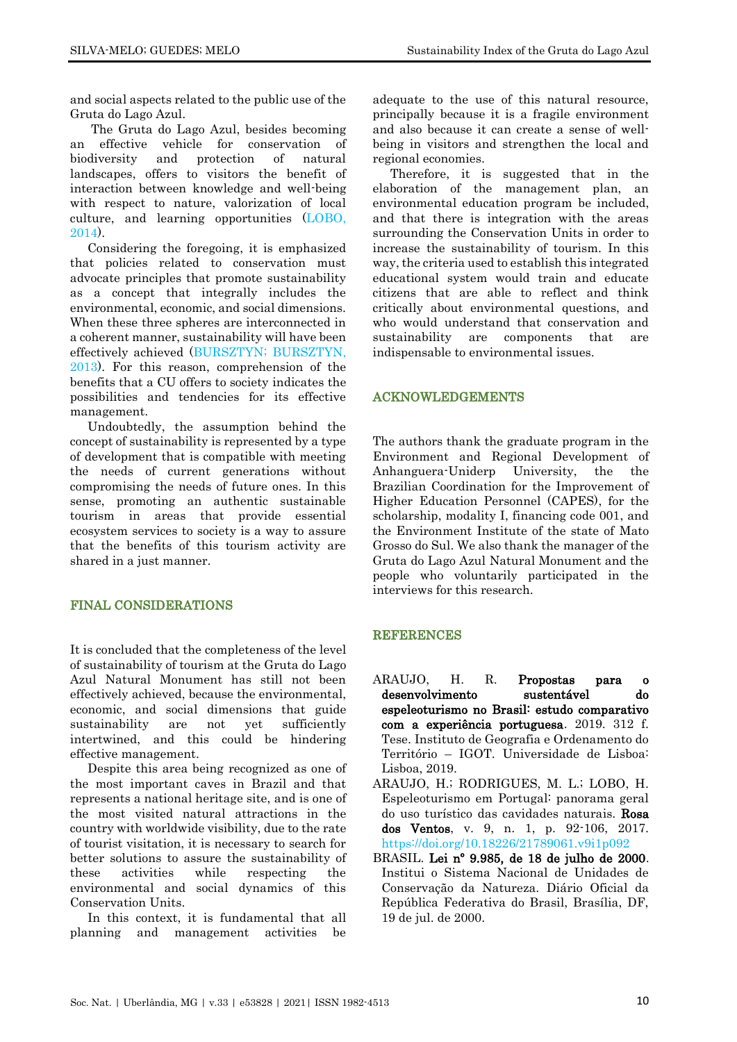and social aspects related to the public use of the Gruta do Lago Azul.

The Gruta do Lago Azul, besides becoming an effective vehicle for conservation of biodiversity and protection of natural landscapes, offers to visitors the benefit of interaction between knowledge and well-being with respect to nature, valorization of local culture, and learning opportunities (LOBO, 2014).

Considering the foregoing, it is emphasized that policies related to conservation must advocate principles that promote sustainability as a concept that integrally includes the environmental, economic, and social dimensions. When these three spheres are interconnected in a coherent manner, sustainability will have been effectively achieved (BURSZTYN; BURSZTYN, 2013). For this reason, comprehension of the benefits that a CU offers to society indicates the possibilities and tendencies for its effective management.

Undoubtedly, the assumption behind the concept of sustainability is represented by a type of development that is compatible with meeting the needs of current generations without compromising the needs of future ones. In this sense, promoting an authentic sustainable tourism in areas that provide essential ecosystem services to society is a way to assure that the benefits of this tourism activity are shared in a just manner.

## FINAL CONSIDERATIONS

It is concluded that the completeness of the level of sustainability of tourism at the Gruta do Lago Azul Natural Monument has still not been effectively achieved, because the environmental, economic, and social dimensions that guide sustainability are not yet sufficiently intertwined, and this could be hindering effective management.

Despite this area being recognized as one of the most important caves in Brazil and that represents a national heritage site, and is one of the most visited natural attractions in the country with worldwide visibility, due to the rate of tourist visitation, it is necessary to search for better solutions to assure the sustainability of these activities while respecting the environmental and social dynamics of this Conservation Units.

In this context, it is fundamental that all planning and management activities be adequate to the use of this natural resource, principally because it is a fragile environment and also because it can create a sense of well-being in visitors and strengthen the local and regional economies.

Therefore, it is suggested that in the elaboration of the management plan, an environmental education program be included, and that there is integration with the areas surrounding the Conservation Units in order to increase the sustainability of tourism. In this way, the criteria used to establish this integrated educational system would train and educate citizens that are able to reflect and think critically about environmental questions, and who would understand that conservation and sustainability are components that are indispensable to environmental issues.

## ACKNOWLEDGEMENTS

The authors thank the graduate program in the Environment and Regional Development of Anhanguera-Uniderp University, the the Brazilian Coordination for the Improvement of Higher Education Personnel (CAPES), for the scholarship, modality I, financing code 001, and the Environment Institute of the state of Mato Grosso do Sul. We also thank the manager of the Gruta do Lago Azul Natural Monument and the people who voluntarily participated in the interviews for this research.

## REFERENCES

ARAUJO, H. R. **Propostas para o desenvolvimento sustentável do espeleoturismo no Brasil: estudo comparativo com a experiência portuguesa**. 2019. 312 f. Tese. Instituto de Geografia e Ordenamento do Território – IGOT. Universidade de Lisboa: Lisboa, 2019.

ARAUJO, H.; RODRIGUES, M. L.; LOBO, H. Espeleoturismo em Portugal: panorama geral do uso turístico das cavidades naturais. **Rosa dos Ventos**, v. 9, n. 1, p. 92-106, 2017. https://doi.org/10.18226/21789061.v9i1p092

BRASIL. **Lei nº 9.985, de 18 de julho de 2000**. Institui o Sistema Nacional de Unidades de Conservação da Natureza. Diário Oficial da República Federativa do Brasil, Brasília, DF, 19 de jul. de 2000.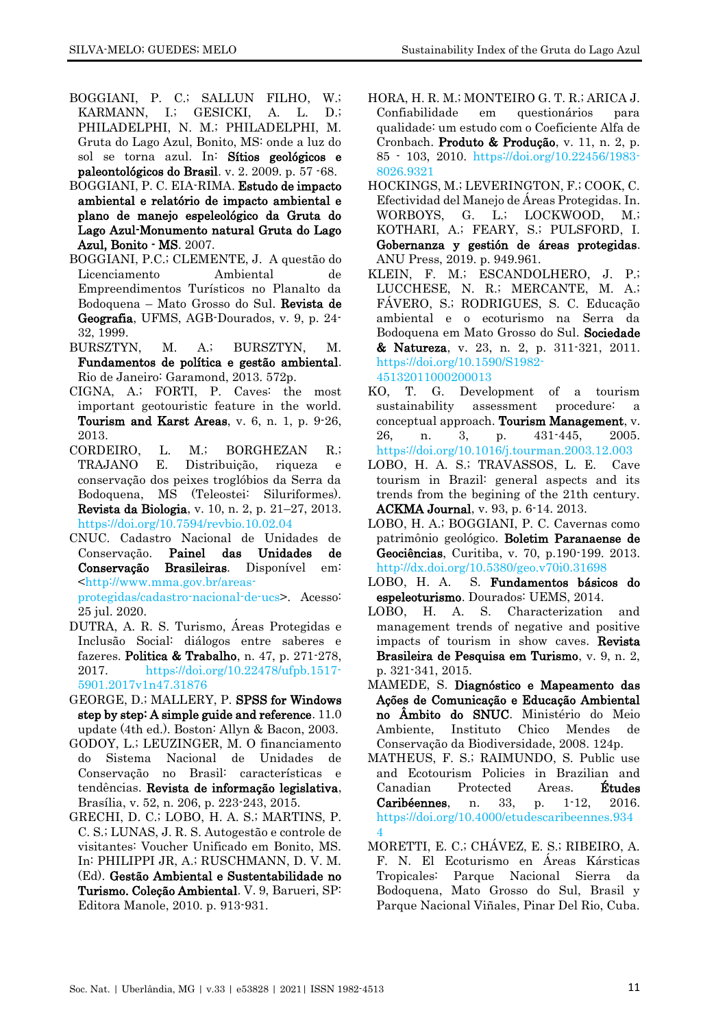BOGGIANI, P. C.; SALLUN FILHO, W.; KARMANN, I.; GESICKI, A. L. D.; PHILADELPHI, N. M.; PHILADELPHI, M. Gruta do Lago Azul, Bonito, MS: onde a luz do sol se torna azul. In: **Sítios geológicos e paleontológicos do Brasil**. v. 2. 2009. p. 57 -68.

BOGGIANI, P. C. EIA-RIMA. **Estudo de impacto ambiental e relatório de impacto ambiental e plano de manejo espeleológico da Gruta do Lago Azul-Monumento natural Gruta do Lago Azul, Bonito - MS**. 2007.

BOGGIANI, P.C.; CLEMENTE, J. A questão do Licenciamento Ambiental de Empreendimentos Turísticos no Planalto da Bodoquena – Mato Grosso do Sul. **Revista de Geografia**, UFMS, AGB-Dourados, v. 9, p. 24-32, 1999.

BURSZTYN, M. A.; BURSZTYN, M. **Fundamentos de política e gestão ambiental**. Rio de Janeiro: Garamond, 2013. 572p.

CIGNA, A.; FORTI, P. Caves: the most important geotourist feature in the world. **Tourism and Karst Areas**, v. 6, n. 1, p. 9-26, 2013.

CORDEIRO, L. M.; BORGHEZAN R.; TRAJANO E. Distribuição, riqueza e conservação dos peixes troglóbios da Serra da Bodoquena, MS (Teleostei: Siluriformes). **Revista da Biologia**, v. 10, n. 2, p. 21–27, 2013. https://doi.org/10.7594/revbio.10.02.04

CNUC. Cadastro Nacional de Unidades de Conservação. **Painel das Unidades de Conservação Brasileiras**. Disponível em: <http://www.mma.gov.br/areas-protegidas/cadastro-nacional-de-ucs>. Acesso: 25 jul. 2020.

DUTRA, A. R. S. Turismo, Áreas Protegidas e Inclusão Social: diálogos entre saberes e fazeres. **Politica & Trabalho**, n. 47, p. 271-278, 2017. https://doi.org/10.22478/ufpb.1517-5901.2017v1n47.31876

GEORGE, D.; MALLERY, P. **SPSS for Windows step by step: A simple guide and reference**. 11.0 update (4th ed.). Boston: Allyn & Bacon, 2003.

GODOY, L.; LEUZINGER, M. O financiamento do Sistema Nacional de Unidades de Conservação no Brasil: características e tendências. **Revista de informação legislativa**, Brasília, v. 52, n. 206, p. 223-243, 2015.

GRECHI, D. C.; LOBO, H. A. S.; MARTINS, P. C. S.; LUNAS, J. R. S. Autogestão e controle de visitantes: Voucher Unificado em Bonito, MS. In: PHILIPPI JR, A.; RUSCHMANN, D. V. M. (Ed). **Gestão Ambiental e Sustentabilidade no Turismo. Coleção Ambiental**. V. 9, Barueri, SP: Editora Manole, 2010. p. 913-931.

HORA, H. R. M.; MONTEIRO G. T. R.; ARICA J. Confiabilidade em questionários para qualidade: um estudo com o Coeficiente Alfa de Cronbach. **Produto & Produção**, v. 11, n. 2, p. 85 - 103, 2010. https://doi.org/10.22456/1983-8026.9321

HOCKINGS, M.; LEVERINGTON, F.; COOK, C. Efectividad del Manejo de Áreas Protegidas. In. WORBOYS, G. L.; LOCKWOOD, M.; KOTHARI, A.; FEARY, S.; PULSFORD, I. **Gobernanza y gestión de áreas protegidas**. ANU Press, 2019. p. 949.961.

KLEIN, F. M.; ESCANDOLHERO, J. P.; LUCCHESE, N. R.; MERCANTE, M. A.; FÁVERO, S.; RODRIGUES, S. C. Educação ambiental e o ecoturismo na Serra da Bodoquena em Mato Grosso do Sul. **Sociedade & Natureza**, v. 23, n. 2, p. 311-321, 2011. https://doi.org/10.1590/S1982-45132011000200013

KO, T. G. Development of a tourism sustainability assessment procedure: a conceptual approach. **Tourism Management**, v. 26, n. 3, p. 431-445, 2005. https://doi.org/10.1016/j.tourman.2003.12.003

LOBO, H. A. S.; TRAVASSOS, L. E. Cave tourism in Brazil: general aspects and its trends from the begining of the 21th century. **ACKMA Journal**, v. 93, p. 6-14. 2013.

LOBO, H. A.; BOGGIANI, P. C. Cavernas como patrimônio geológico. **Boletim Paranaense de Geociências**, Curitiba, v. 70, p.190-199. 2013. http://dx.doi.org/10.5380/geo.v70i0.31698

LOBO, H. A. S. **Fundamentos básicos do espeleoturismo**. Dourados: UEMS, 2014.

LOBO, H. A. S. Characterization and management trends of negative and positive impacts of tourism in show caves. **Revista Brasileira de Pesquisa em Turismo**, v. 9, n. 2, p. 321-341, 2015.

MAMEDE, S. **Diagnóstico e Mapeamento das Ações de Comunicação e Educação Ambiental no Âmbito do SNUC**. Ministério do Meio Ambiente, Instituto Chico Mendes de Conservação da Biodiversidade, 2008. 124p.

MATHEUS, F. S.; RAIMUNDO, S. Public use and Ecotourism Policies in Brazilian and Canadian Protected Areas. **Études Caribéennes**, n. 33, p. 1-12, 2016. https://doi.org/10.4000/etudescaribeennes.9344

MORETTI, E. C.; CHÁVEZ, E. S.; RIBEIRO, A. F. N. El Ecoturismo en Áreas Kársticas Tropicales: Parque Nacional Sierra da Bodoquena, Mato Grosso do Sul, Brasil y Parque Nacional Viñales, Pinar Del Rio, Cuba.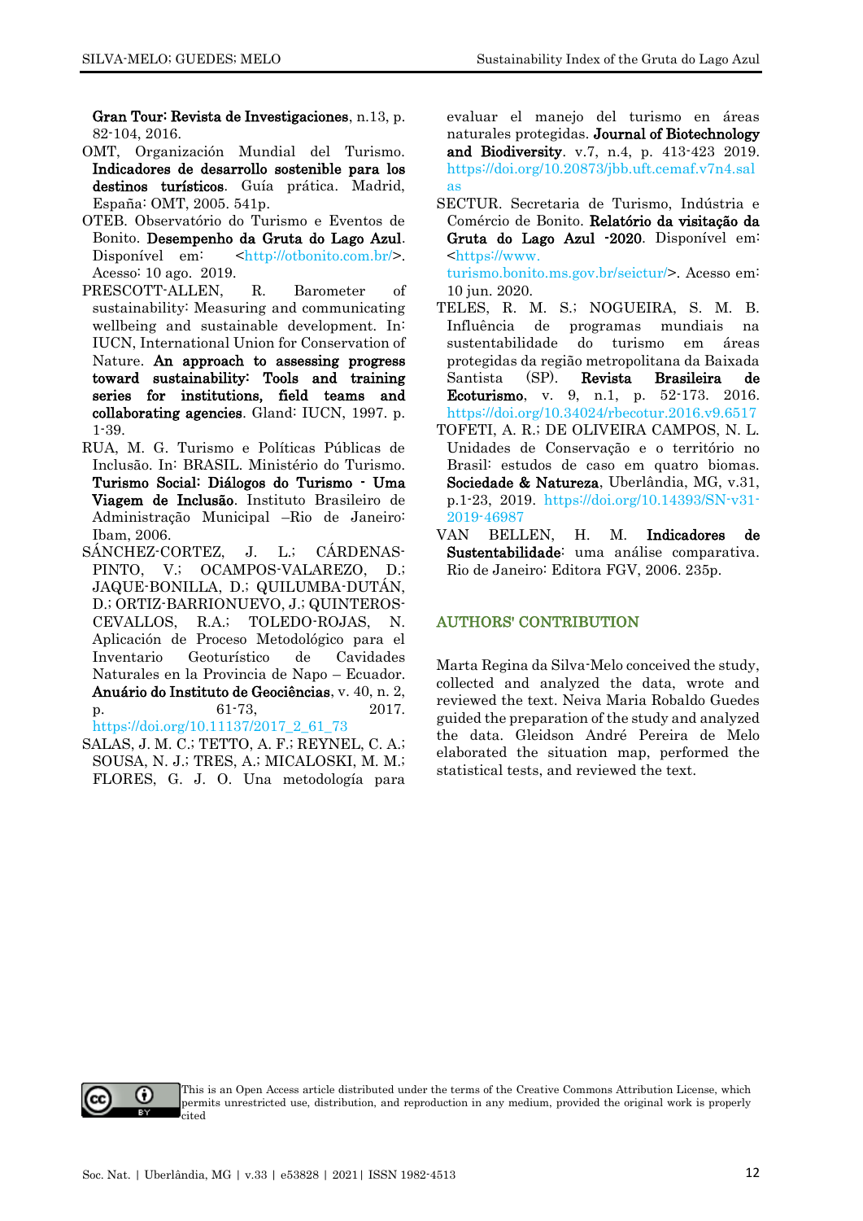**Gran Tour: Revista de Investigaciones**, n.13, p. 82-104, 2016.

OMT, Organización Mundial del Turismo. **Indicadores de desarrollo sostenible para los destinos turísticos**. Guía prática. Madrid, España: OMT, 2005. 541p.

OTEB. Observatório do Turismo e Eventos de Bonito. **Desempenho da Gruta do Lago Azul**. Disponível em: <http://otbonito.com.br/>. Acesso: 10 ago. 2019.

PRESCOTT-ALLEN, R. Barometer of sustainability: Measuring and communicating wellbeing and sustainable development. In: IUCN, International Union for Conservation of Nature. **An approach to assessing progress toward sustainability: Tools and training series for institutions, field teams and collaborating agencies**. Gland: IUCN, 1997. p. 1-39.

RUA, M. G. Turismo e Políticas Públicas de Inclusão. In: BRASIL. Ministério do Turismo. **Turismo Social: Diálogos do Turismo - Uma Viagem de Inclusão**. Instituto Brasileiro de Administração Municipal –Rio de Janeiro: Ibam, 2006.

SÁNCHEZ-CORTEZ, J. L.; CÁRDENAS-PINTO, V.; OCAMPOS-VALAREZO, D.; JAQUE-BONILLA, D.; QUILUMBA-DUTÁN, D.; ORTIZ-BARRIONUEVO, J.; QUINTEROS-CEVALLOS, R.A.; TOLEDO-ROJAS, N. Aplicación de Proceso Metodológico para el Inventario Geoturístico de Cavidades Naturales en la Provincia de Napo – Ecuador. **Anuário do Instituto de Geociências**, v. 40, n. 2, p. 61-73, 2017. https://doi.org/10.11137/2017_2_61_73

SALAS, J. M. C.; TETTO, A. F.; REYNEL, C. A.; SOUSA, N. J.; TRES, A.; MICALOSKI, M. M.; FLORES, G. J. O. Una metodología para evaluar el manejo del turismo en áreas naturales protegidas. **Journal of Biotechnology and Biodiversity**. v.7, n.4, p. 413-423 2019. https://doi.org/10.20873/jbb.uft.cemaf.v7n4.salas

SECTUR. Secretaria de Turismo, Indústria e Comércio de Bonito. **Relatório da visitação da Gruta do Lago Azul -2020**. Disponível em: <https://www.turismo.bonito.ms.gov.br/seictur/>. Acesso em: 10 jun. 2020.

TELES, R. M. S.; NOGUEIRA, S. M. B. Influência de programas mundiais na sustentabilidade do turismo em áreas protegidas da região metropolitana da Baixada Santista (SP). **Revista Brasileira de Ecoturismo**, v. 9, n.1, p. 52-173. 2016. https://doi.org/10.34024/rbecotur.2016.v9.6517

TOFETI, A. R.; DE OLIVEIRA CAMPOS, N. L. Unidades de Conservação e o território no Brasil: estudos de caso em quatro biomas. **Sociedade & Natureza**, Uberlândia, MG, v.31, p.1-23, 2019. https://doi.org/10.14393/SN-v31-2019-46987

VAN BELLEN, H. M. **Indicadores de Sustentabilidade**: uma análise comparativa. Rio de Janeiro: Editora FGV, 2006. 235p.

## AUTHORS' CONTRIBUTION

Marta Regina da Silva-Melo conceived the study, collected and analyzed the data, wrote and reviewed the text. Neiva Maria Robaldo Guedes guided the preparation of the study and analyzed the data. Gleidson André Pereira de Melo elaborated the situation map, performed the statistical tests, and reviewed the text.

This is an Open Access article distributed under the terms of the Creative Commons Attribution License, which permits unrestricted use, distribution, and reproduction in any medium, provided the original work is properly cited